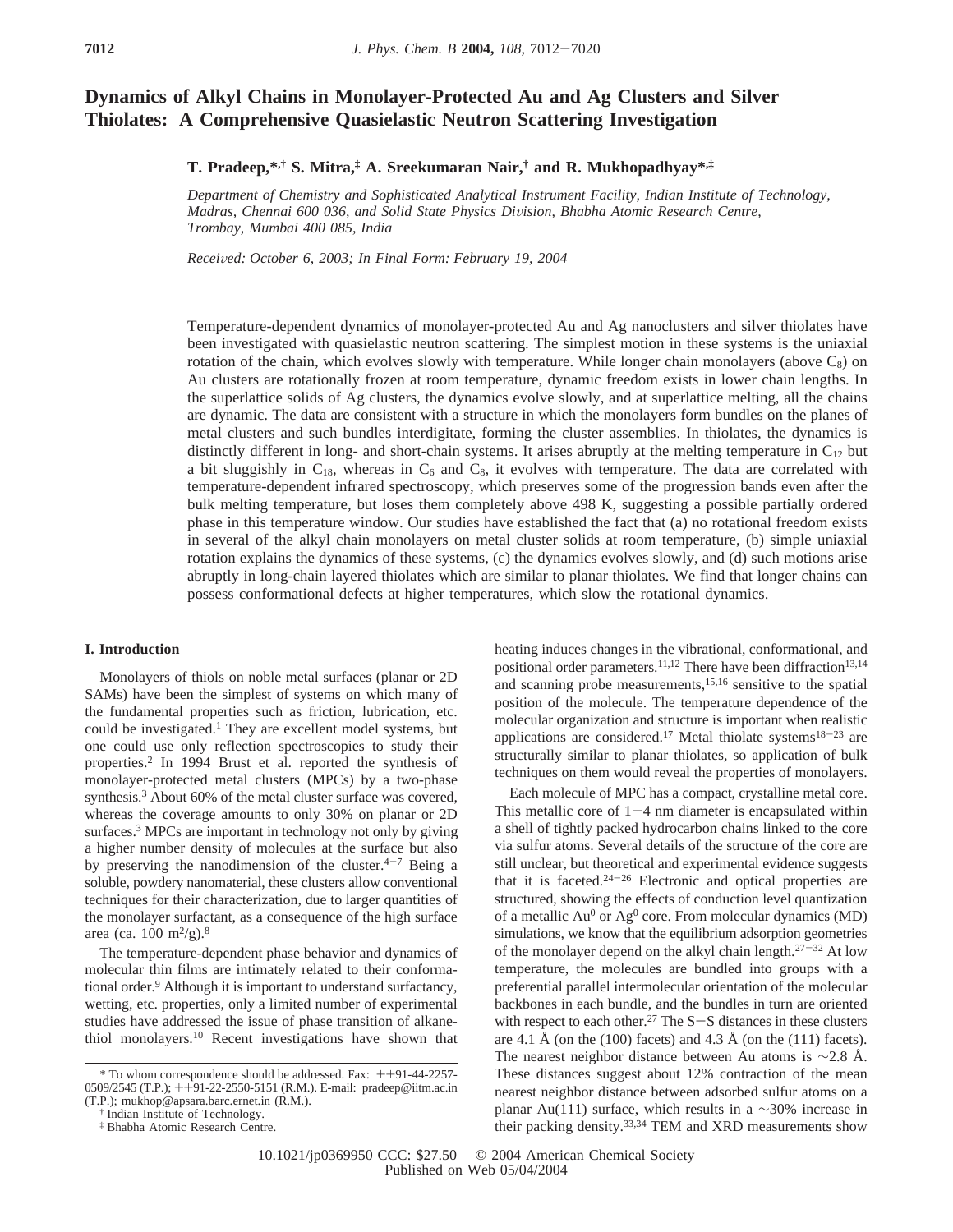# Dynamics of Alkyl Chains in Monolayer-Protected Au and Ag Clusters and Silver Thiolates: A Comprehensive Quasielastic Neutron Scattering Investigation

**T. Pradeep,\*,† S. Mitra,‡ A. Sreekumaran Nair,† and R. Mukhopadhyay\*,‡**

*Department of Chemistry and Sophisticated Analytical Instrument Facility, Indian Institute of Technology, Madras, Chennai 600 036, and Solid State Physics Division, Bhabha Atomic Research Centre, Trombay, Mumbai 400 085, India*

*Received: October 6, 2003; In Final Form: February 19, 2004*

Temperature-dependent dynamics of monolayer-protected Au and Ag nanoclusters and silver thiolates have been investigated with quasielastic neutron scattering. The simplest motion in these systems is the uniaxial rotation of the chain, which evolves slowly with temperature. While longer chain monolayers (above $C_8$) on Au clusters are rotationally frozen at room temperature, dynamic freedom exists in lower chain lengths. In the superlattice solids of Ag clusters, the dynamics evolve slowly, and at superlattice melting, all the chains are dynamic. The data are consistent with a structure in which the monolayers form bundles on the planes of metal clusters and such bundles interdigitate, forming the cluster assemblies. In thiolates, the dynamics is distinctly different in long- and short-chain systems. It arises abruptly at the melting temperature in $C_{12}$ but a bit sluggishly in $C_{18}$, whereas in $C_6$ and $C_8$, it evolves with temperature. The data are correlated with temperature-dependent infrared spectroscopy, which preserves some of the progression bands even after the bulk melting temperature, but loses them completely above 498 K, suggesting a possible partially ordered phase in this temperature window. Our studies have established the fact that (a) no rotational freedom exists in several of the alkyl chain monolayers on metal cluster solids at room temperature, (b) simple uniaxial rotation explains the dynamics of these systems, (c) the dynamics evolves slowly, and (d) such motions arise abruptly in long-chain layered thiolates which are similar to planar thiolates. We find that longer chains can possess conformational defects at higher temperatures, which slow the rotational dynamics.

## I. Introduction

Monolayers of thiols on noble metal surfaces (planar or 2D SAMs) have been the simplest of systems on which many of the fundamental properties such as friction, lubrication, etc. could be investigated.[1] They are excellent model systems, but one could use only reflection spectroscopies to study their properties.[2] In 1994 Brust et al. reported the synthesis of monolayer-protected metal clusters (MPCs) by a two-phase synthesis.[3] About 60% of the metal cluster surface was covered, whereas the coverage amounts to only 30% on planar or 2D surfaces.[3] MPCs are important in technology not only by giving a higher number density of molecules at the surface but also by preserving the nanodimension of the cluster.[4−7] Being a soluble, powdery nanomaterial, these clusters allow conventional techniques for their characterization, due to larger quantities of the monolayer surfactant, as a consequence of the high surface area (ca. 100 $m^2/g$).[8]

The temperature-dependent phase behavior and dynamics of molecular thin films are intimately related to their conformational order.[9] Although it is important to understand surfactancy, wetting, etc. properties, only a limited number of experimental studies have addressed the issue of phase transition of alkanethiol monolayers.[10] Recent investigations have shown that heating induces changes in the vibrational, conformational, and positional order parameters.[11,12] There have been diffraction[13,14] and scanning probe measurements,[15,16] sensitive to the spatial position of the molecule. The temperature dependence of the molecular organization and structure is important when realistic applications are considered.[17] Metal thiolate systems[18−23] are structurally similar to planar thiolates, so application of bulk techniques on them would reveal the properties of monolayers.

Each molecule of MPC has a compact, crystalline metal core. This metallic core of 1−4 nm diameter is encapsulated within a shell of tightly packed hydrocarbon chains linked to the core via sulfur atoms. Several details of the structure of the core are still unclear, but theoretical and experimental evidence suggests that it is faceted.[24−26] Electronic and optical properties are structured, showing the effects of conduction level quantization of a metallic $Au^0$ or $Ag^0$ core. From molecular dynamics (MD) simulations, we know that the equilibrium adsorption geometries of the monolayer depend on the alkyl chain length.[27−32] At low temperature, the molecules are bundled into groups with a preferential parallel intermolecular orientation of the molecular backbones in each bundle, and the bundles in turn are oriented with respect to each other.[27] The S−S distances in these clusters are 4.1 Å (on the (100) facets) and 4.3 Å (on the (111) facets). The nearest neighbor distance between Au atoms is ∼2.8 Å. These distances suggest about 12% contraction of the mean nearest neighbor distance between adsorbed sulfur atoms on a planar Au(111) surface, which results in a ∼30% increase in their packing density.[33,34] TEM and XRD measurements show

\* To whom correspondence should be addressed. Fax: ++91-44-2257-0509/2545 (T.P.); ++91-22-2550-5151 (R.M.). E-mail: pradeep@iitm.ac.in (T.P.); mukhop@apsara.barc.ernet.in (R.M.).
† Indian Institute of Technology.
‡ Bhabha Atomic Research Centre.

10.1021/jp0369950 CCC: $27.50 © 2004 American Chemical Society
Published on Web 05/04/2004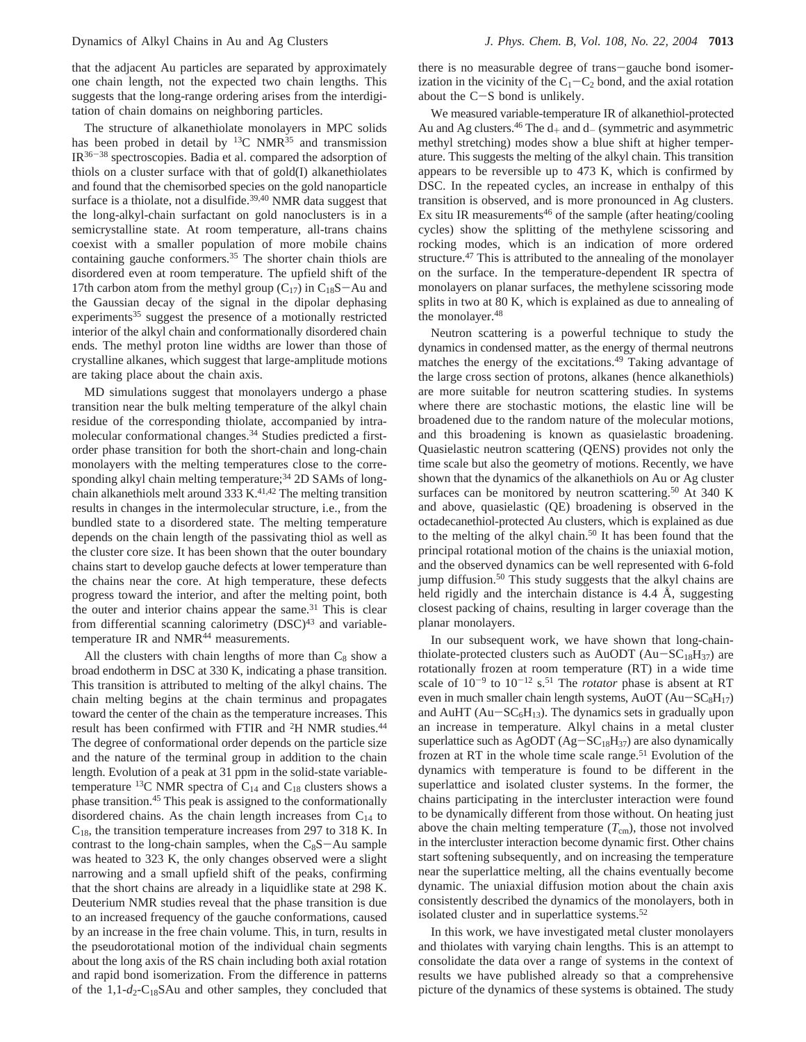that the adjacent Au particles are separated by approximately one chain length, not the expected two chain lengths. This suggests that the long-range ordering arises from the interdigitation of chain domains on neighboring particles.

The structure of alkanethiolate monolayers in MPC solids has been probed in detail by $^{13}$C NMR[35] and transmission IR[36−38] spectroscopies. Badia et al. compared the adsorption of thiols on a cluster surface with that of gold(I) alkanethiolates and found that the chemisorbed species on the gold nanoparticle surface is a thiolate, not a disulfide.[39,40] NMR data suggest that the long-alkyl-chain surfactant on gold nanoclusters is in a semicrystalline state. At room temperature, all-trans chains coexist with a smaller population of more mobile chains containing gauche conformers.[35] The shorter chain thiols are disordered even at room temperature. The upfield shift of the 17th carbon atom from the methyl group ($C_{17}$) in $C_{18}$S−Au and the Gaussian decay of the signal in the dipolar dephasing experiments[35] suggest the presence of a motionally restricted interior of the alkyl chain and conformationally disordered chain ends. The methyl proton line widths are lower than those of crystalline alkanes, which suggest that large-amplitude motions are taking place about the chain axis.

MD simulations suggest that monolayers undergo a phase transition near the bulk melting temperature of the alkyl chain residue of the corresponding thiolate, accompanied by intramolecular conformational changes.[34] Studies predicted a first-order phase transition for both the short-chain and long-chain monolayers with the melting temperatures close to the corresponding alkyl chain melting temperature;[34] 2D SAMs of long-chain alkanethiols melt around 333 K.[41,42] The melting transition results in changes in the intermolecular structure, i.e., from the bundled state to a disordered state. The melting temperature depends on the chain length of the passivating thiol as well as the cluster core size. It has been shown that the outer boundary chains start to develop gauche defects at lower temperature than the chains near the core. At high temperature, these defects progress toward the interior, and after the melting point, both the outer and interior chains appear the same.[31] This is clear from differential scanning calorimetry (DSC)[43] and variable-temperature IR and NMR[44] measurements.

All the clusters with chain lengths of more than $C_8$ show a broad endotherm in DSC at 330 K, indicating a phase transition. This transition is attributed to melting of the alkyl chains. The chain melting begins at the chain terminus and propagates toward the center of the chain as the temperature increases. This result has been confirmed with FTIR and $^2$H NMR studies.[44] The degree of conformational order depends on the particle size and the nature of the terminal group in addition to the chain length. Evolution of a peak at 31 ppm in the solid-state variable-temperature $^{13}$C NMR spectra of $C_{14}$ and $C_{18}$ clusters shows a phase transition.[45] This peak is assigned to the conformationally disordered chains. As the chain length increases from $C_{14}$ to $C_{18}$, the transition temperature increases from 297 to 318 K. In contrast to the long-chain samples, when the $C_8$S−Au sample was heated to 323 K, the only changes observed were a slight narrowing and a small upfield shift of the peaks, confirming that the short chains are already in a liquidlike state at 298 K. Deuterium NMR studies reveal that the phase transition is due to an increased frequency of the gauche conformations, caused by an increase in the free chain volume. This, in turn, results in the pseudorotational motion of the individual chain segments about the long axis of the RS chain including both axial rotation and rapid bond isomerization. From the difference in patterns of the 1,1-$d_2$-$C_{18}$SAu and other samples, they concluded that there is no measurable degree of trans−gauche bond isomerization in the vicinity of the $C_1$−$C_2$ bond, and the axial rotation about the C−S bond is unlikely.

We measured variable-temperature IR of alkanethiol-protected Au and Ag clusters.[46] The $d_+$ and $d_-$ (symmetric and asymmetric methyl stretching) modes show a blue shift at higher temperature. This suggests the melting of the alkyl chain. This transition appears to be reversible up to 473 K, which is confirmed by DSC. In the repeated cycles, an increase in enthalpy of this transition is observed, and is more pronounced in Ag clusters. Ex situ IR measurements[46] of the sample (after heating/cooling cycles) show the splitting of the methylene scissoring and rocking modes, which is an indication of more ordered structure.[47] This is attributed to the annealing of the monolayer on the surface. In the temperature-dependent IR spectra of monolayers on planar surfaces, the methylene scissoring mode splits in two at 80 K, which is explained as due to annealing of the monolayer.[48]

Neutron scattering is a powerful technique to study the dynamics in condensed matter, as the energy of thermal neutrons matches the energy of the excitations.[49] Taking advantage of the large cross section of protons, alkanes (hence alkanethiols) are more suitable for neutron scattering studies. In systems where there are stochastic motions, the elastic line will be broadened due to the random nature of the molecular motions, and this broadening is known as quasielastic broadening. Quasielastic neutron scattering (QENS) provides not only the time scale but also the geometry of motions. Recently, we have shown that the dynamics of the alkanethiols on Au or Ag cluster surfaces can be monitored by neutron scattering.[50] At 340 K and above, quasielastic (QE) broadening is observed in the octadecanethiol-protected Au clusters, which is explained as due to the melting of the alkyl chain.[50] It has been found that the principal rotational motion of the chains is the uniaxial motion, and the observed dynamics can be well represented with 6-fold jump diffusion.[50] This study suggests that the alkyl chains are held rigidly and the interchain distance is 4.4 Å, suggesting closest packing of chains, resulting in larger coverage than the planar monolayers.

In our subsequent work, we have shown that long-chain-thiolate-protected clusters such as AuODT (Au−$SC_{18}H_{37}$) are rotationally frozen at room temperature (RT) in a wide time scale of $10^{-9}$ to $10^{-12}$ s.[51] The *rotator* phase is absent at RT even in much smaller chain length systems, AuOT (Au−$SC_8H_{17}$) and AuHT (Au−$SC_6H_{13}$). The dynamics sets in gradually upon an increase in temperature. Alkyl chains in a metal cluster superlattice such as AgODT (Ag−$SC_{18}H_{37}$) are also dynamically frozen at RT in the whole time scale range.[51] Evolution of the dynamics with temperature is found to be different in the superlattice and isolated cluster systems. In the former, the chains participating in the intercluster interaction were found to be dynamically different from those without. On heating just above the chain melting temperature ($T_{cm}$), those not involved in the intercluster interaction become dynamic first. Other chains start softening subsequently, and on increasing the temperature near the superlattice melting, all the chains eventually become dynamic. The uniaxial diffusion motion about the chain axis consistently described the dynamics of the monolayers, both in isolated cluster and in superlattice systems.[52]

In this work, we have investigated metal cluster monolayers and thiolates with varying chain lengths. This is an attempt to consolidate the data over a range of systems in the context of results we have published already so that a comprehensive picture of the dynamics of these systems is obtained. The study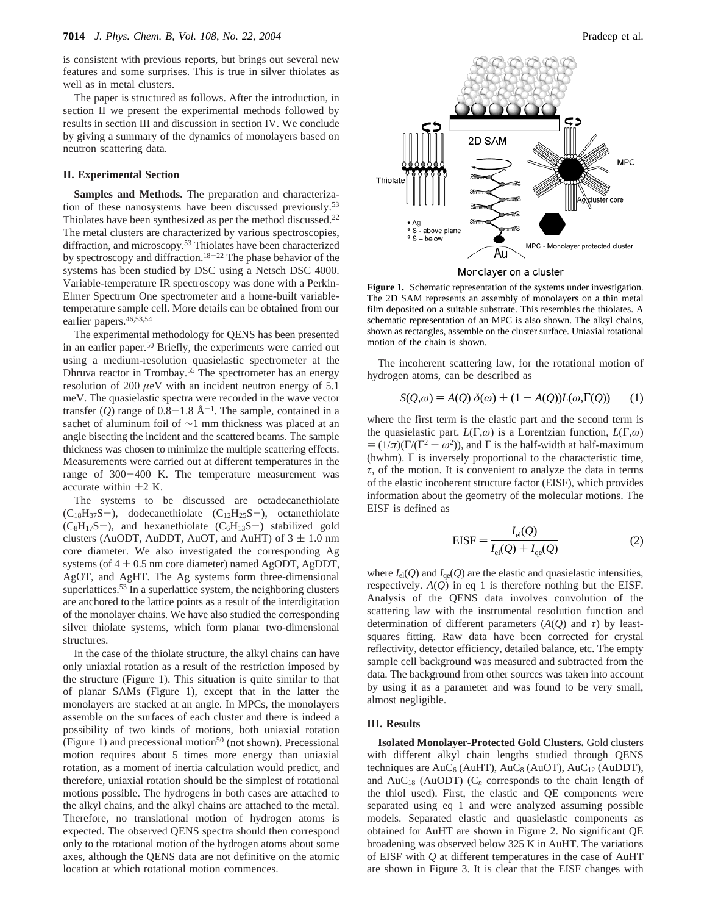is consistent with previous reports, but brings out several new features and some surprises. This is true in silver thiolates as well as in metal clusters.

The paper is structured as follows. After the introduction, in section II we present the experimental methods followed by results in section III and discussion in section IV. We conclude by giving a summary of the dynamics of monolayers based on neutron scattering data.

## II. Experimental Section

**Samples and Methods.** The preparation and characterization of these nanosystems have been discussed previously.[53] Thiolates have been synthesized as per the method discussed.[22] The metal clusters are characterized by various spectroscopies, diffraction, and microscopy.[53] Thiolates have been characterized by spectroscopy and diffraction.[18-22] The phase behavior of the systems has been studied by DSC using a Netsch DSC 4000. Variable-temperature IR spectroscopy was done with a Perkin-Elmer Spectrum One spectrometer and a home-built variable-temperature sample cell. More details can be obtained from our earlier papers.[46,53,54]

The experimental methodology for QENS has been presented in an earlier paper.[50] Briefly, the experiments were carried out using a medium-resolution quasielastic spectrometer at the Dhruva reactor in Trombay.[55] The spectrometer has an energy resolution of 200 $\mu$eV with an incident neutron energy of 5.1 meV. The quasielastic spectra were recorded in the wave vector transfer ($Q$) range of 0.8−1.8 Å$^{-1}$. The sample, contained in a sachet of aluminum foil of ~1 mm thickness was placed at an angle bisecting the incident and the scattered beams. The sample thickness was chosen to minimize the multiple scattering effects. Measurements were carried out at different temperatures in the range of 300−400 K. The temperature measurement was accurate within ±2 K.

The systems to be discussed are octadecanethiolate ($C_{18}H_{37}S-$), dodecanethiolate ($C_{12}H_{25}S-$), octanethiolate ($C_8H_{17}S-$), and hexanethiolate ($C_6H_{13}S-$) stabilized gold clusters (AuODT, AuDDT, AuOT, and AuHT) of 3 ± 1.0 nm core diameter. We also investigated the corresponding Ag systems (of 4 ± 0.5 nm core diameter) named AgODT, AgDDT, AgOT, and AgHT. The Ag systems form three-dimensional superlattices.[53] In a superlattice system, the neighboring clusters are anchored to the lattice points as a result of the interdigitation of the monolayer chains. We have also studied the corresponding silver thiolate systems, which form planar two-dimensional structures.

In the case of the thiolate structure, the alkyl chains can have only uniaxial rotation as a result of the restriction imposed by the structure (Figure 1). This situation is quite similar to that of planar SAMs (Figure 1), except that in the latter the monolayers are stacked at an angle. In MPCs, the monolayers assemble on the surfaces of each cluster and there is indeed a possibility of two kinds of motions, both uniaxial rotation (Figure 1) and precessional motion[50] (not shown). Precessional motion requires about 5 times more energy than uniaxial rotation, as a moment of inertia calculation would predict, and therefore, uniaxial rotation should be the simplest of rotational motions possible. The hydrogens in both cases are attached to the alkyl chains, and the alkyl chains are attached to the metal. Therefore, no translational motion of hydrogen atoms is expected. The observed QENS spectra should then correspond only to the rotational motion of the hydrogen atoms about some axes, although the QENS data are not definitive on the atomic location at which rotational motion commences.

**Figure 1.** Schematic representation of the systems under investigation. The 2D SAM represents an assembly of monolayers on a thin metal film deposited on a suitable substrate. This resembles the thiolates. A schematic representation of an MPC is also shown. The alkyl chains, shown as rectangles, assemble on the cluster surface. Uniaxial rotational motion of the chain is shown.

The incoherent scattering law, for the rotational motion of hydrogen atoms, can be described as

$$S(Q,\omega) = A(Q)\,\delta(\omega) + (1 - A(Q))L(\omega,\Gamma(Q)) \qquad (1)$$

where the first term is the elastic part and the second term is the quasielastic part. $L(\Gamma,\omega)$ is a Lorentzian function, $L(\Gamma,\omega) = (1/\pi)(\Gamma/(\Gamma^2 + \omega^2))$, and $\Gamma$ is the half-width at half-maximum (hwhm). $\Gamma$ is inversely proportional to the characteristic time, $\tau$, of the motion. It is convenient to analyze the data in terms of the elastic incoherent structure factor (EISF), which provides information about the geometry of the molecular motions. The EISF is defined as

$$\mathrm{EISF} = \frac{I_{el}(Q)}{I_{el}(Q) + I_{qe}(Q)} \qquad (2)$$

where $I_{el}(Q)$ and $I_{qe}(Q)$ are the elastic and quasielastic intensities, respectively. $A(Q)$ in eq 1 is therefore nothing but the EISF. Analysis of the QENS data involves convolution of the scattering law with the instrumental resolution function and determination of different parameters ($A(Q)$ and $\tau$) by least-squares fitting. Raw data have been corrected for crystal reflectivity, detector efficiency, detailed balance, etc. The empty sample cell background was measured and subtracted from the data. The background from other sources was taken into account by using it as a parameter and was found to be very small, almost negligible.

## III. Results

**Isolated Monolayer-Protected Gold Clusters.** Gold clusters with different alkyl chain lengths studied through QENS techniques are $AuC_6$ (AuHT), $AuC_8$ (AuOT), $AuC_{12}$ (AuDDT), and $AuC_{18}$ (AuODT) ($C_n$ corresponds to the chain length of the thiol used). First, the elastic and QE components were separated using eq 1 and were analyzed assuming possible models. Separated elastic and quasielastic components as obtained for AuHT are shown in Figure 2. No significant QE broadening was observed below 325 K in AuHT. The variations of EISF with $Q$ at different temperatures in the case of AuHT are shown in Figure 3. It is clear that the EISF changes with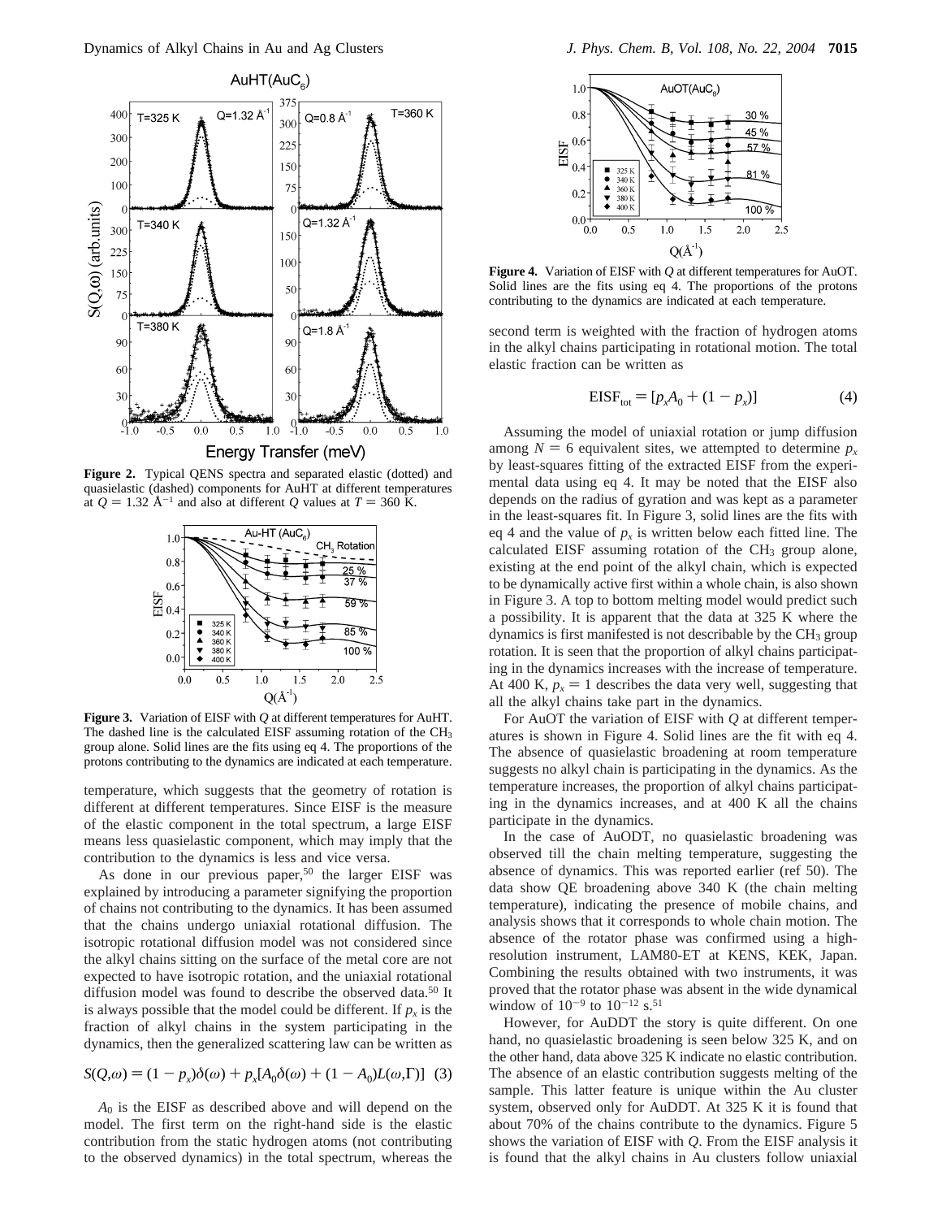**Figure 2.** Typical QENS spectra and separated elastic (dotted) and quasielastic (dashed) components for AuHT at different temperatures at $Q = 1.32$ Å$^{-1}$ and also at different $Q$ values at $T = 360$ K.

**Figure 3.** Variation of EISF with $Q$ at different temperatures for AuHT. The dashed line is the calculated EISF assuming rotation of the $CH_3$ group alone. Solid lines are the fits using eq 4. The proportions of the protons contributing to the dynamics are indicated at each temperature.

temperature, which suggests that the geometry of rotation is different at different temperatures. Since EISF is the measure of the elastic component in the total spectrum, a large EISF means less quasielastic component, which may imply that the contribution to the dynamics is less and vice versa.

As done in our previous paper,[50] the larger EISF was explained by introducing a parameter signifying the proportion of chains not contributing to the dynamics. It has been assumed that the chains undergo uniaxial rotational diffusion. The isotropic rotational diffusion model was not considered since the alkyl chains sitting on the surface of the metal core are not expected to have isotropic rotation, and the uniaxial rotational diffusion model was found to describe the observed data.[50] It is always possible that the model could be different. If $p_x$ is the fraction of alkyl chains in the system participating in the dynamics, then the generalized scattering law can be written as

$$S(Q,\omega) = (1 - p_x)\delta(\omega) + p_x[A_0\delta(\omega) + (1 - A_0)L(\omega,\Gamma)] \quad (3)$$

$A_0$ is the EISF as described above and will depend on the model. The first term on the right-hand side is the elastic contribution from the static hydrogen atoms (not contributing to the observed dynamics) in the total spectrum, whereas the second term is weighted with the fraction of hydrogen atoms in the alkyl chains participating in rotational motion. The total elastic fraction can be written as

$$\text{EISF}_{\text{tot}} = [p_x A_0 + (1 - p_x)] \quad (4)$$

Assuming the model of uniaxial rotation or jump diffusion among $N = 6$ equivalent sites, we attempted to determine $p_x$ by least-squares fitting of the extracted EISF from the experimental data using eq 4. It may be noted that the EISF also depends on the radius of gyration and was kept as a parameter in the least-squares fit. In Figure 3, solid lines are the fits with eq 4 and the value of $p_x$ is written below each fitted line. The calculated EISF assuming rotation of the $CH_3$ group alone, existing at the end point of the alkyl chain, which is expected to be dynamically active first within a whole chain, is also shown in Figure 3. A top to bottom melting model would predict such a possibility. It is apparent that the data at 325 K where the dynamics is first manifested is not describable by the $CH_3$ group rotation. It is seen that the proportion of alkyl chains participating in the dynamics increases with the increase of temperature. At 400 K, $p_x = 1$ describes the data very well, suggesting that all the alkyl chains take part in the dynamics.

**Figure 4.** Variation of EISF with $Q$ at different temperatures for AuOT. Solid lines are the fits using eq 4. The proportions of the protons contributing to the dynamics are indicated at each temperature.

For AuOT the variation of EISF with $Q$ at different temperatures is shown in Figure 4. Solid lines are the fit with eq 4. The absence of quasielastic broadening at room temperature suggests no alkyl chain is participating in the dynamics. As the temperature increases, the proportion of alkyl chains participating in the dynamics increases, and at 400 K all the chains participate in the dynamics.

In the case of AuODT, no quasielastic broadening was observed till the chain melting temperature, suggesting the absence of dynamics. This was reported earlier (ref 50). The data show QE broadening above 340 K (the chain melting temperature), indicating the presence of mobile chains, and analysis shows that it corresponds to whole chain motion. The absence of the rotator phase was confirmed using a high-resolution instrument, LAM80-ET at KENS, KEK, Japan. Combining the results obtained with two instruments, it was proved that the rotator phase was absent in the wide dynamical window of $10^{-9}$ to $10^{-12}$ s.[51]

However, for AuDDT the story is quite different. On one hand, no quasielastic broadening is seen below 325 K, and on the other hand, data above 325 K indicate no elastic contribution. The absence of an elastic contribution suggests melting of the sample. This latter feature is unique within the Au cluster system, observed only for AuDDT. At 325 K it is found that about 70% of the chains contribute to the dynamics. Figure 5 shows the variation of EISF with $Q$. From the EISF analysis it is found that the alkyl chains in Au clusters follow uniaxial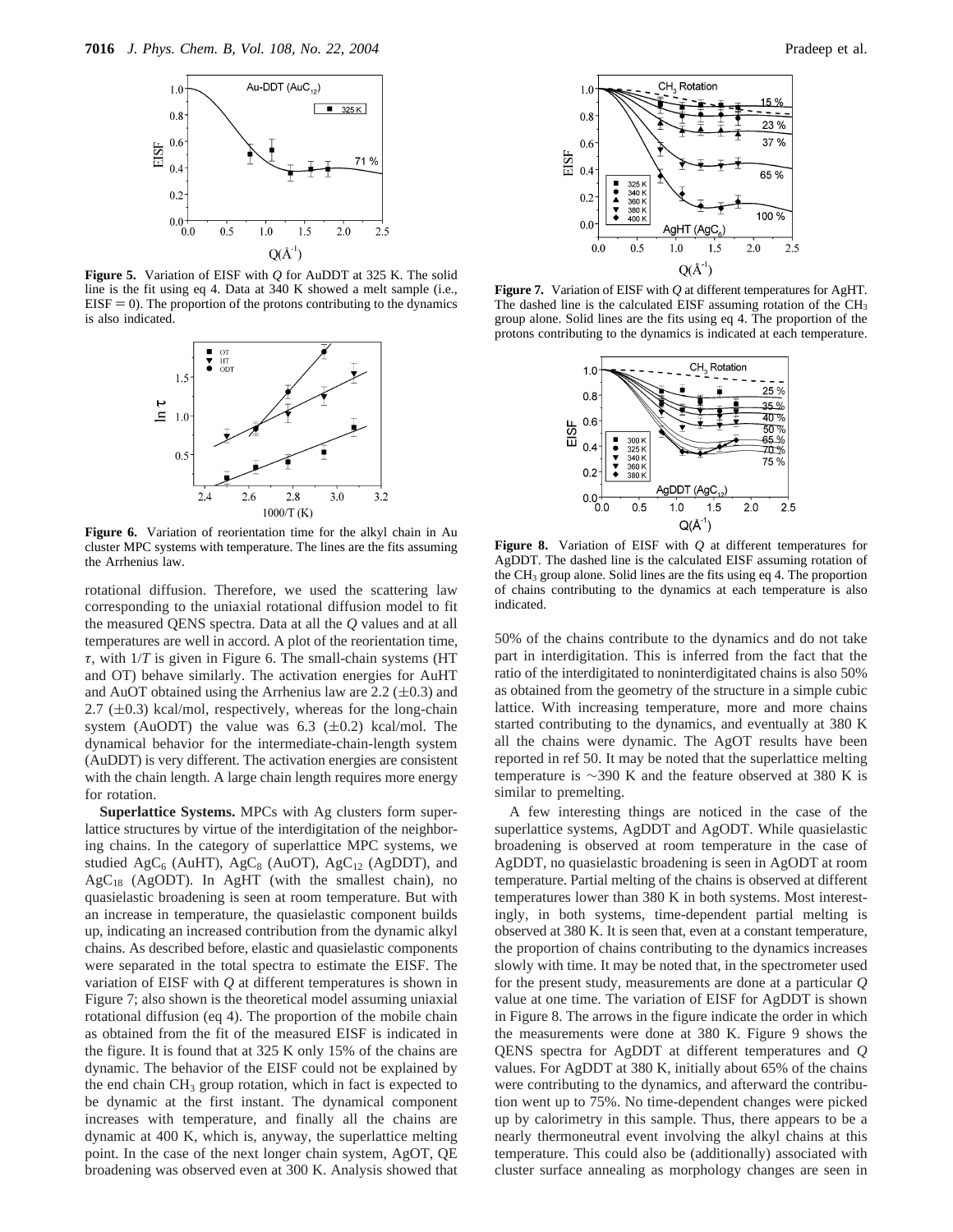Figure 5. Variation of EISF with $Q$ for AuDDT at 325 K. The solid line is the fit using eq 4. Data at 340 K showed a melt sample (i.e., EISF = 0). The proportion of the protons contributing to the dynamics is also indicated.

Figure 6. Variation of reorientation time for the alkyl chain in Au cluster MPC systems with temperature. The lines are the fits assuming the Arrhenius law.

rotational diffusion. Therefore, we used the scattering law corresponding to the uniaxial rotational diffusion model to fit the measured QENS spectra. Data at all the $Q$ values and at all temperatures are well in accord. A plot of the reorientation time, $\tau$, with $1/T$ is given in Figure 6. The small-chain systems (HT and OT) behave similarly. The activation energies for AuHT and AuOT obtained using the Arrhenius law are 2.2 ($\pm$0.3) and 2.7 ($\pm$0.3) kcal/mol, respectively, whereas for the long-chain system (AuODT) the value was 6.3 ($\pm$0.2) kcal/mol. The dynamical behavior for the intermediate-chain-length system (AuDDT) is very different. The activation energies are consistent with the chain length. A large chain length requires more energy for rotation.

**Superlattice Systems.** MPCs with Ag clusters form superlattice structures by virtue of the interdigitation of the neighboring chains. In the category of superlattice MPC systems, we studied $AgC_6$ (AuHT), $AgC_8$ (AuOT), $AgC_{12}$ (AgDDT), and $AgC_{18}$ (AgODT). In AgHT (with the smallest chain), no quasielastic broadening is seen at room temperature. But with an increase in temperature, the quasielastic component builds up, indicating an increased contribution from the dynamic alkyl chains. As described before, elastic and quasielastic components were separated in the total spectra to estimate the EISF. The variation of EISF with $Q$ at different temperatures is shown in Figure 7; also shown is the theoretical model assuming uniaxial rotational diffusion (eq 4). The proportion of the mobile chain as obtained from the fit of the measured EISF is indicated in the figure. It is found that at 325 K only 15% of the chains are dynamic. The behavior of the EISF could not be explained by the end chain $CH_3$ group rotation, which in fact is expected to be dynamic at the first instant. The dynamical component increases with temperature, and finally all the chains are dynamic at 400 K, which is, anyway, the superlattice melting point. In the case of the next longer chain system, AgOT, QE broadening was observed even at 300 K. Analysis showed that

Figure 7. Variation of EISF with $Q$ at different temperatures for AgHT. The dashed line is the calculated EISF assuming rotation of the $CH_3$ group alone. Solid lines are the fits using eq 4. The proportion of the protons contributing to the dynamics is indicated at each temperature.

Figure 8. Variation of EISF with $Q$ at different temperatures for AgDDT. The dashed line is the calculated EISF assuming rotation of the $CH_3$ group alone. Solid lines are the fits using eq 4. The proportion of chains contributing to the dynamics at each temperature is also indicated.

50% of the chains contribute to the dynamics and do not take part in interdigitation. This is inferred from the fact that the ratio of the interdigitated to noninterdigitated chains is also 50% as obtained from the geometry of the structure in a simple cubic lattice. With increasing temperature, more and more chains started contributing to the dynamics, and eventually at 380 K all the chains were dynamic. The AgOT results have been reported in ref 50. It may be noted that the superlattice melting temperature is ~390 K and the feature observed at 380 K is similar to premelting.

A few interesting things are noticed in the case of the superlattice systems, AgDDT and AgODT. While quasielastic broadening is observed at room temperature in the case of AgDDT, no quasielastic broadening is seen in AgODT at room temperature. Partial melting of the chains is observed at different temperatures lower than 380 K in both systems. Most interestingly, in both systems, time-dependent partial melting is observed at 380 K. It is seen that, even at a constant temperature, the proportion of chains contributing to the dynamics increases slowly with time. It may be noted that, in the spectrometer used for the present study, measurements are done at a particular $Q$ value at one time. The variation of EISF for AgDDT is shown in Figure 8. The arrows in the figure indicate the order in which the measurements were done at 380 K. Figure 9 shows the QENS spectra for AgDDT at different temperatures and $Q$ values. For AgDDT at 380 K, initially about 65% of the chains were contributing to the dynamics, and afterward the contribution went up to 75%. No time-dependent changes were picked up by calorimetry in this sample. Thus, there appears to be a nearly thermoneutral event involving the alkyl chains at this temperature. This could also be (additionally) associated with cluster surface annealing as morphology changes are seen in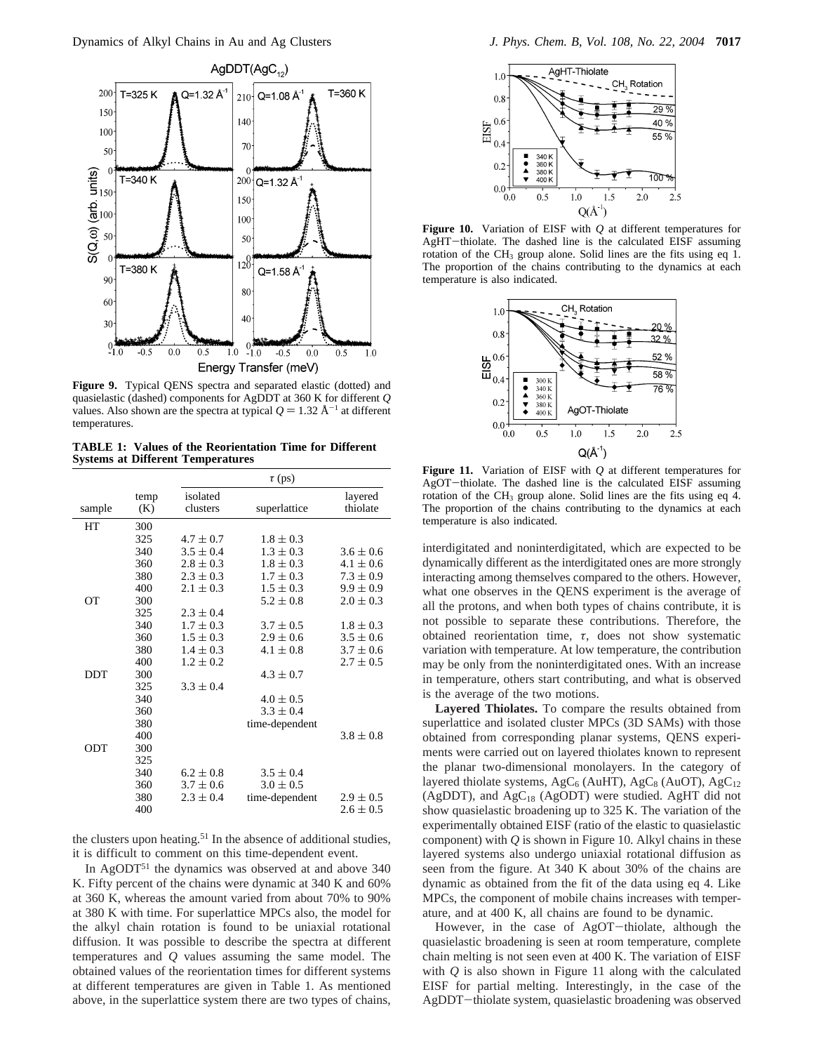**Figure 9.** Typical QENS spectra and separated elastic (dotted) and quasielastic (dashed) components for AgDDT at 360 K for different $Q$ values. Also shown are the spectra at typical $Q = 1.32$ Å$^{-1}$ at different temperatures.

**TABLE 1: Values of the Reorientation Time for Different Systems at Different Temperatures**

| sample | temp (K) | $\tau$ (ps) isolated clusters | superlattice | layered thiolate |
|---|---|---|---|---|
| HT | 300 | | | |
| | 325 | $4.7 \pm 0.7$ | $1.8 \pm 0.3$ | |
| | 340 | $3.5 \pm 0.4$ | $1.3 \pm 0.3$ | $3.6 \pm 0.6$ |
| | 360 | $2.8 \pm 0.3$ | $1.8 \pm 0.3$ | $4.1 \pm 0.6$ |
| | 380 | $2.3 \pm 0.3$ | $1.7 \pm 0.3$ | $7.3 \pm 0.9$ |
| | 400 | $2.1 \pm 0.3$ | $1.5 \pm 0.3$ | $9.9 \pm 0.9$ |
| OT | 300 | | $5.2 \pm 0.8$ | $2.0 \pm 0.3$ |
| | 325 | $2.3 \pm 0.4$ | | |
| | 340 | $1.7 \pm 0.3$ | $3.7 \pm 0.5$ | $1.8 \pm 0.3$ |
| | 360 | $1.5 \pm 0.3$ | $2.9 \pm 0.6$ | $3.5 \pm 0.6$ |
| | 380 | $1.4 \pm 0.3$ | $4.1 \pm 0.8$ | $3.7 \pm 0.6$ |
| | 400 | $1.2 \pm 0.2$ | | $2.7 \pm 0.5$ |
| DDT | 300 | | $4.3 \pm 0.7$ | |
| | 325 | $3.3 \pm 0.4$ | | |
| | 340 | | $4.0 \pm 0.5$ | |
| | 360 | | $3.3 \pm 0.4$ | |
| | 380 | | time-dependent | |
| | 400 | | | $3.8 \pm 0.8$ |
| ODT | 300 | | | |
| | 325 | | | |
| | 340 | $6.2 \pm 0.8$ | $3.5 \pm 0.4$ | |
| | 360 | $3.7 \pm 0.6$ | $3.0 \pm 0.5$ | |
| | 380 | $2.3 \pm 0.4$ | time-dependent | $2.9 \pm 0.5$ |
| | 400 | | | $2.6 \pm 0.5$ |

the clusters upon heating.[51] In the absence of additional studies, it is difficult to comment on this time-dependent event.

In AgODT[51] the dynamics was observed at and above 340 K. Fifty percent of the chains were dynamic at 340 K and 60% at 360 K, whereas the amount varied from about 70% to 90% at 380 K with time. For superlattice MPCs also, the model for the alkyl chain rotation is found to be uniaxial rotational diffusion. It was possible to describe the spectra at different temperatures and $Q$ values assuming the same model. The obtained values of the reorientation times for different systems at different temperatures are given in Table 1. As mentioned above, in the superlattice system there are two types of chains, interdigitated and noninterdigitated, which are expected to be dynamically different as the interdigitated ones are more strongly interacting among themselves compared to the others. However, what one observes in the QENS experiment is the average of all the protons, and when both types of chains contribute, it is not possible to separate these contributions. Therefore, the obtained reorientation time, $\tau$, does not show systematic variation with temperature. At low temperature, the contribution may be only from the noninterdigitated ones. With an increase in temperature, others start contributing, and what is observed is the average of the two motions.

**Figure 10.** Variation of EISF with $Q$ at different temperatures for AgHT–thiolate. The dashed line is the calculated EISF assuming rotation of the $CH_3$ group alone. Solid lines are the fits using eq 1. The proportion of the chains contributing to the dynamics at each temperature is also indicated.

**Figure 11.** Variation of EISF with $Q$ at different temperatures for AgOT–thiolate. The dashed line is the calculated EISF assuming rotation of the $CH_3$ group alone. Solid lines are the fits using eq 4. The proportion of the chains contributing to the dynamics at each temperature is also indicated.

**Layered Thiolates.** To compare the results obtained from superlattice and isolated cluster MPCs (3D SAMs) with those obtained from corresponding planar systems, QENS experiments were carried out on layered thiolates known to represent the planar two-dimensional monolayers. In the category of layered thiolate systems, $AgC_6$ (AuHT), $AgC_8$ (AuOT), $AgC_{12}$ (AgDDT), and $AgC_{18}$ (AgODT) were studied. AgHT did not show quasielastic broadening up to 325 K. The variation of the experimentally obtained EISF (ratio of the elastic to quasielastic component) with $Q$ is shown in Figure 10. Alkyl chains in these layered systems also undergo uniaxial rotational diffusion as seen from the figure. At 340 K about 30% of the chains are dynamic as obtained from the fit of the data using eq 4. Like MPCs, the component of mobile chains increases with temperature, and at 400 K, all chains are found to be dynamic.

However, in the case of AgOT–thiolate, although the quasielastic broadening is seen at room temperature, complete chain melting is not seen even at 400 K. The variation of EISF with $Q$ is also shown in Figure 11 along with the calculated EISF for partial melting. Interestingly, in the case of the AgDDT–thiolate system, quasielastic broadening was observed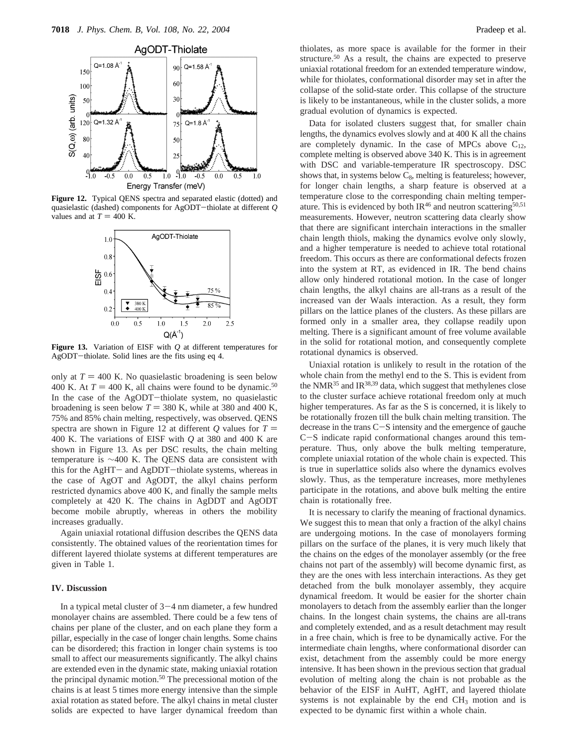AgODT-Thiolate

Q=1.08 Å$^{-1}$

Q=1.58 Å$^{-1}$

Q=1.32 Å$^{-1}$

Q=1.8 Å$^{-1}$

S(Q,ω) (arb. units)

Energy Transfer (meV)

**Figure 12.** Typical QENS spectra and separated elastic (dotted) and quasielastic (dashed) components for AgODT−thiolate at different $Q$ values and at $T = 400$ K.

AgODT-Thiolate

EISF

Q(Å$^{-1}$)

380 K

400 K

75 %

85 %

**Figure 13.** Variation of EISF with $Q$ at different temperatures for AgODT−thiolate. Solid lines are the fits using eq 4.

only at $T = 400$ K. No quasielastic broadening is seen below 400 K. At $T = 400$ K, all chains were found to be dynamic.[50] In the case of the AgODT−thiolate system, no quasielastic broadening is seen below $T = 380$ K, while at 380 and 400 K, 75% and 85% chain melting, respectively, was observed. QENS spectra are shown in Figure 12 at different $Q$ values for $T = 400$ K. The variations of EISF with $Q$ at 380 and 400 K are shown in Figure 13. As per DSC results, the chain melting temperature is ∼400 K. The QENS data are consistent with this for the AgHT− and AgDDT−thiolate systems, whereas in the case of AgOT and AgODT, the alkyl chains perform restricted dynamics above 400 K, and finally the sample melts completely at 420 K. The chains in AgDDT and AgODT become mobile abruptly, whereas in others the mobility increases gradually.

Again uniaxial rotational diffusion describes the QENS data consistently. The obtained values of the reorientation times for different layered thiolate systems at different temperatures are given in Table 1.

## IV. Discussion

In a typical metal cluster of 3−4 nm diameter, a few hundred monolayer chains are assembled. There could be a few tens of chains per plane of the cluster, and on each plane they form a pillar, especially in the case of longer chain lengths. Some chains can be disordered; this fraction in longer chain systems is too small to affect our measurements significantly. The alkyl chains are extended even in the dynamic state, making uniaxial rotation the principal dynamic motion.[50] The precessional motion of the chains is at least 5 times more energy intensive than the simple axial rotation as stated before. The alkyl chains in metal cluster solids are expected to have larger dynamical freedom than thiolates, as more space is available for the former in their structure.[50] As a result, the chains are expected to preserve uniaxial rotational freedom for an extended temperature window, while for thiolates, conformational disorder may set in after the collapse of the solid-state order. This collapse of the structure is likely to be instantaneous, while in the cluster solids, a more gradual evolution of dynamics is expected.

Data for isolated clusters suggest that, for smaller chain lengths, the dynamics evolves slowly and at 400 K all the chains are completely dynamic. In the case of MPCs above $C_{12}$, complete melting is observed above 340 K. This is in agreement with DSC and variable-temperature IR spectroscopy. DSC shows that, in systems below $C_8$, melting is featureless; however, for longer chain lengths, a sharp feature is observed at a temperature close to the corresponding chain melting temperature. This is evidenced by both IR[46] and neutron scattering[50,51] measurements. However, neutron scattering data clearly show that there are significant interchain interactions in the smaller chain length thiols, making the dynamics evolve only slowly, and a higher temperature is needed to achieve total rotational freedom. This occurs as there are conformational defects frozen into the system at RT, as evidenced in IR. The bend chains allow only hindered rotational motion. In the case of longer chain lengths, the alkyl chains are all-trans as a result of the increased van der Waals interaction. As a result, they form pillars on the lattice planes of the clusters. As these pillars are formed only in a smaller area, they collapse readily upon melting. There is a significant amount of free volume available in the solid for rotational motion, and consequently complete rotational dynamics is observed.

Uniaxial rotation is unlikely to result in the rotation of the whole chain from the methyl end to the S. This is evident from the NMR[35] and IR[38,39] data, which suggest that methylenes close to the cluster surface achieve rotational freedom only at much higher temperatures. As far as the S is concerned, it is likely to be rotationally frozen till the bulk chain melting transition. The decrease in the trans C−S intensity and the emergence of gauche C−S indicate rapid conformational changes around this temperature. Thus, only above the bulk melting temperature, complete uniaxial rotation of the whole chain is expected. This is true in superlattice solids also where the dynamics evolves slowly. Thus, as the temperature increases, more methylenes participate in the rotations, and above bulk melting the entire chain is rotationally free.

It is necessary to clarify the meaning of fractional dynamics. We suggest this to mean that only a fraction of the alkyl chains are undergoing motions. In the case of monolayers forming pillars on the surface of the planes, it is very much likely that the chains on the edges of the monolayer assembly (or the free chains not part of the assembly) will become dynamic first, as they are the ones with less interchain interactions. As they get detached from the bulk monolayer assembly, they acquire dynamical freedom. It would be easier for the shorter chain monolayers to detach from the assembly earlier than the longer chains. In the longest chain systems, the chains are all-trans and completely extended, and as a result detachment may result in a free chain, which is free to be dynamically active. For the intermediate chain lengths, where conformational disorder can exist, detachment from the assembly could be more energy intensive. It has been shown in the previous section that gradual evolution of melting along the chain is not probable as the behavior of the EISF in AuHT, AgHT, and layered thiolate systems is not explainable by the end $CH_3$ motion and is expected to be dynamic first within a whole chain.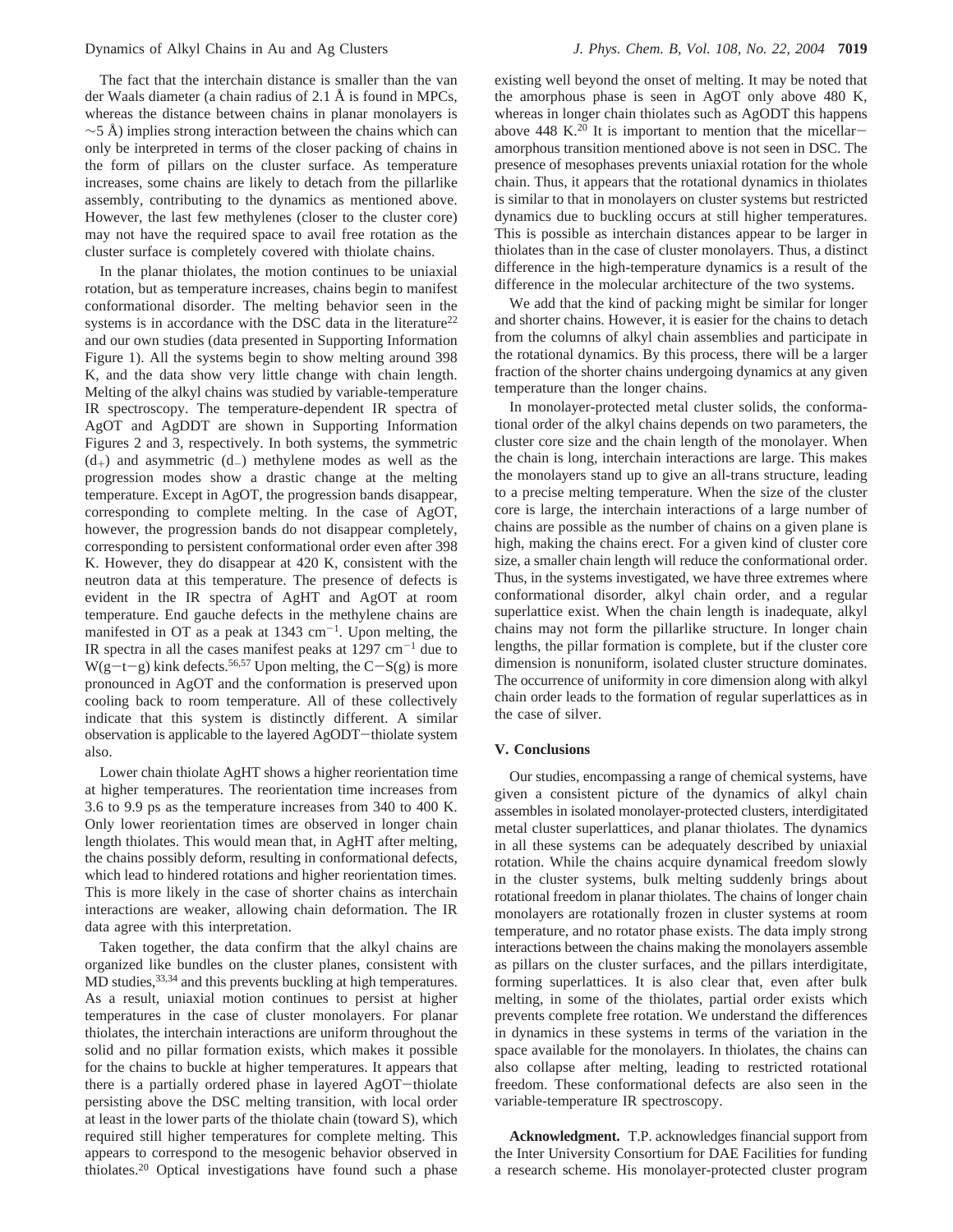The fact that the interchain distance is smaller than the van der Waals diameter (a chain radius of 2.1 Å is found in MPCs, whereas the distance between chains in planar monolayers is ∼5 Å) implies strong interaction between the chains which can only be interpreted in terms of the closer packing of chains in the form of pillars on the cluster surface. As temperature increases, some chains are likely to detach from the pillarlike assembly, contributing to the dynamics as mentioned above. However, the last few methylenes (closer to the cluster core) may not have the required space to avail free rotation as the cluster surface is completely covered with thiolate chains.

In the planar thiolates, the motion continues to be uniaxial rotation, but as temperature increases, chains begin to manifest conformational disorder. The melting behavior seen in the systems is in accordance with the DSC data in the literature[22] and our own studies (data presented in Supporting Information Figure 1). All the systems begin to show melting around 398 K, and the data show very little change with chain length. Melting of the alkyl chains was studied by variable-temperature IR spectroscopy. The temperature-dependent IR spectra of AgOT and AgDDT are shown in Supporting Information Figures 2 and 3, respectively. In both systems, the symmetric ($d_+$) and asymmetric ($d_-$) methylene modes as well as the progression modes show a drastic change at the melting temperature. Except in AgOT, the progression bands disappear, corresponding to complete melting. In the case of AgOT, however, the progression bands do not disappear completely, corresponding to persistent conformational order even after 398 K. However, they do disappear at 420 K, consistent with the neutron data at this temperature. The presence of defects is evident in the IR spectra of AgHT and AgOT at room temperature. End gauche defects in the methylene chains are manifested in OT as a peak at 1343 cm$^{-1}$. Upon melting, the IR spectra in all the cases manifest peaks at 1297 cm$^{-1}$ due to W(g−t−g) kink defects.[56,57] Upon melting, the C−S(g) is more pronounced in AgOT and the conformation is preserved upon cooling back to room temperature. All of these collectively indicate that this system is distinctly different. A similar observation is applicable to the layered AgODT−thiolate system also.

Lower chain thiolate AgHT shows a higher reorientation time at higher temperatures. The reorientation time increases from 3.6 to 9.9 ps as the temperature increases from 340 to 400 K. Only lower reorientation times are observed in longer chain length thiolates. This would mean that, in AgHT after melting, the chains possibly deform, resulting in conformational defects, which lead to hindered rotations and higher reorientation times. This is more likely in the case of shorter chains as interchain interactions are weaker, allowing chain deformation. The IR data agree with this interpretation.

Taken together, the data confirm that the alkyl chains are organized like bundles on the cluster planes, consistent with MD studies,[33,34] and this prevents buckling at high temperatures. As a result, uniaxial motion continues to persist at higher temperatures in the case of cluster monolayers. For planar thiolates, the interchain interactions are uniform throughout the solid and no pillar formation exists, which makes it possible for the chains to buckle at higher temperatures. It appears that there is a partially ordered phase in layered AgOT−thiolate persisting above the DSC melting transition, with local order at least in the lower parts of the thiolate chain (toward S), which required still higher temperatures for complete melting. This appears to correspond to the mesogenic behavior observed in thiolates.[20] Optical investigations have found such a phase existing well beyond the onset of melting. It may be noted that the amorphous phase is seen in AgOT only above 480 K, whereas in longer chain thiolates such as AgODT this happens above 448 K.[20] It is important to mention that the micellar−amorphous transition mentioned above is not seen in DSC. The presence of mesophases prevents uniaxial rotation for the whole chain. Thus, it appears that the rotational dynamics in thiolates is similar to that in monolayers on cluster systems but restricted dynamics due to buckling occurs at still higher temperatures. This is possible as interchain distances appear to be larger in thiolates than in the case of cluster monolayers. Thus, a distinct difference in the high-temperature dynamics is a result of the difference in the molecular architecture of the two systems.

We add that the kind of packing might be similar for longer and shorter chains. However, it is easier for the chains to detach from the columns of alkyl chain assemblies and participate in the rotational dynamics. By this process, there will be a larger fraction of the shorter chains undergoing dynamics at any given temperature than the longer chains.

In monolayer-protected metal cluster solids, the conformational order of the alkyl chains depends on two parameters, the cluster core size and the chain length of the monolayer. When the chain is long, interchain interactions are large. This makes the monolayers stand up to give an all-trans structure, leading to a precise melting temperature. When the size of the cluster core is large, the interchain interactions of a large number of chains are possible as the number of chains on a given plane is high, making the chains erect. For a given kind of cluster core size, a smaller chain length will reduce the conformational order. Thus, in the systems investigated, we have three extremes where conformational disorder, alkyl chain order, and a regular superlattice exist. When the chain length is inadequate, alkyl chains may not form the pillarlike structure. In longer chain lengths, the pillar formation is complete, but if the cluster core dimension is nonuniform, isolated cluster structure dominates. The occurrence of uniformity in core dimension along with alkyl chain order leads to the formation of regular superlattices as in the case of silver.

## V. Conclusions

Our studies, encompassing a range of chemical systems, have given a consistent picture of the dynamics of alkyl chain assembles in isolated monolayer-protected clusters, interdigitated metal cluster superlattices, and planar thiolates. The dynamics in all these systems can be adequately described by uniaxial rotation. While the chains acquire dynamical freedom slowly in the cluster systems, bulk melting suddenly brings about rotational freedom in planar thiolates. The chains of longer chain monolayers are rotationally frozen in cluster systems at room temperature, and no rotator phase exists. The data imply strong interactions between the chains making the monolayers assemble as pillars on the cluster surfaces, and the pillars interdigitate, forming superlattices. It is also clear that, even after bulk melting, in some of the thiolates, partial order exists which prevents complete free rotation. We understand the differences in dynamics in these systems in terms of the variation in the space available for the monolayers. In thiolates, the chains can also collapse after melting, leading to restricted rotational freedom. These conformational defects are also seen in the variable-temperature IR spectroscopy.

**Acknowledgment.** T.P. acknowledges financial support from the Inter University Consortium for DAE Facilities for funding a research scheme. His monolayer-protected cluster program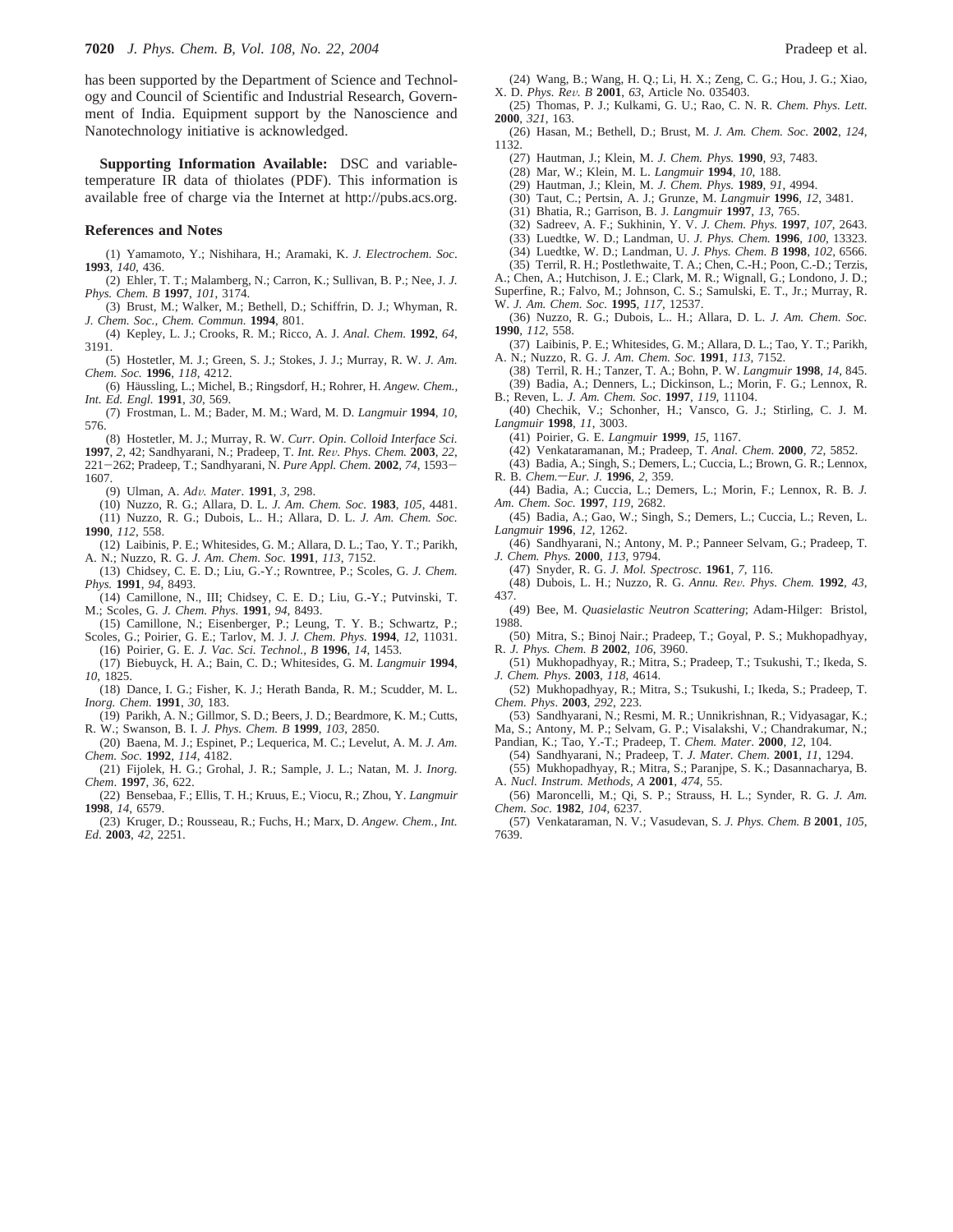has been supported by the Department of Science and Technology and Council of Scientific and Industrial Research, Government of India. Equipment support by the Nanoscience and Nanotechnology initiative is acknowledged.

**Supporting Information Available:** DSC and variable-temperature IR data of thiolates (PDF). This information is available free of charge via the Internet at http://pubs.acs.org.

### References and Notes

(1) Yamamoto, Y.; Nishihara, H.; Aramaki, K. *J. Electrochem. Soc.* **1993**, *140*, 436.

(2) Ehler, T. T.; Malamberg, N.; Carron, K.; Sullivan, B. P.; Nee, J. *J. Phys. Chem. B* **1997**, *101*, 3174.

(3) Brust, M.; Walker, M.; Bethell, D.; Schiffrin, D. J.; Whyman, R. *J. Chem. Soc., Chem. Commun.* **1994**, 801.

(4) Kepley, L. J.; Crooks, R. M.; Ricco, A. J. *Anal. Chem.* **1992**, *64*, 3191.

(5) Hostetler, M. J.; Green, S. J.; Stokes, J. J.; Murray, R. W. *J. Am. Chem. Soc.* **1996**, *118*, 4212.

(6) Häussling, L.; Michel, B.; Ringsdorf, H.; Rohrer, H. *Angew. Chem., Int. Ed. Engl.* **1991**, *30*, 569.

(7) Frostman, L. M.; Bader, M. M.; Ward, M. D. *Langmuir* **1994**, *10*, 576.

(8) Hostetler, M. J.; Murray, R. W. *Curr. Opin. Colloid Interface Sci.* **1997**, *2*, 42; Sandhyarani, N.; Pradeep, T. *Int. Rev. Phys. Chem.* **2003**, *22*, 221−262; Pradeep, T.; Sandhyarani, N. *Pure Appl. Chem.* **2002**, *74*, 1593−1607.

(9) Ulman, A. *Adv. Mater.* **1991**, *3*, 298.

(10) Nuzzo, R. G.; Allara, D. L. *J. Am. Chem. Soc.* **1983**, *105*, 4481.

(11) Nuzzo, R. G.; Dubois, L.. H.; Allara, D. L. *J. Am. Chem. Soc.* **1990**, *112*, 558.

(12) Laibinis, P. E.; Whitesides, G. M.; Allara, D. L.; Tao, Y. T.; Parikh, A. N.; Nuzzo, R. G. *J. Am. Chem. Soc.* **1991**, *113*, 7152.

(13) Chidsey, C. E. D.; Liu, G.-Y.; Rowntree, P.; Scoles, G. *J. Chem. Phys.* **1991**, *94*, 8493.

(14) Camillone, N., III; Chidsey, C. E. D.; Liu, G.-Y.; Putvinski, T. M.; Scoles, G. *J. Chem. Phys.* **1991**, *94*, 8493.

(15) Camillone, N.; Eisenberger, P.; Leung, T. Y. B.; Schwartz, P.; Scoles, G.; Poirier, G. E.; Tarlov, M. J. *J. Chem. Phys.* **1994**, *12*, 11031.

(16) Poirier, G. E. *J. Vac. Sci. Technol., B* **1996**, *14*, 1453.

(17) Biebuyck, H. A.; Bain, C. D.; Whitesides, G. M. *Langmuir* **1994**, *10*, 1825.

(18) Dance, I. G.; Fisher, K. J.; Herath Banda, R. M.; Scudder, M. L. *Inorg. Chem.* **1991**, *30*, 183.

(19) Parikh, A. N.; Gillmor, S. D.; Beers, J. D.; Beardmore, K. M.; Cutts, R. W.; Swanson, B. I. *J. Phys. Chem. B* **1999**, *103*, 2850.

(20) Baena, M. J.; Espinet, P.; Lequerica, M. C.; Levelut, A. M. *J. Am. Chem. Soc.* **1992**, *114*, 4182.

(21) Fijolek, H. G.; Grohal, J. R.; Sample, J. L.; Natan, M. J. *Inorg. Chem.* **1997**, *36*, 622.

(22) Bensebaa, F.; Ellis, T. H.; Kruus, E.; Viocu, R.; Zhou, Y. *Langmuir* **1998**, *14*, 6579.

(23) Kruger, D.; Rousseau, R.; Fuchs, H.; Marx, D. *Angew. Chem., Int. Ed.* **2003**, *42*, 2251.

(24) Wang, B.; Wang, H. Q.; Li, H. X.; Zeng, C. G.; Hou, J. G.; Xiao, X. D. *Phys. Rev. B* **2001**, *63*, Article No. 035403.

(25) Thomas, P. J.; Kulkami, G. U.; Rao, C. N. R. *Chem. Phys. Lett.* **2000**, *321*, 163.

(26) Hasan, M.; Bethell, D.; Brust, M. *J. Am. Chem. Soc.* **2002**, *124*, 1132.

(27) Hautman, J.; Klein, M. *J. Chem. Phys.* **1990**, *93*, 7483.

(28) Mar, W.; Klein, M. L. *Langmuir* **1994**, *10*, 188.

(29) Hautman, J.; Klein, M. *J. Chem. Phys.* **1989**, *91*, 4994.

(30) Taut, C.; Pertsin, A. J.; Grunze, M. *Langmuir* **1996**, *12*, 3481.

(31) Bhatia, R.; Garrison, B. J. *Langmuir* **1997**, *13*, 765.

(32) Sadreev, A. F.; Sukhinin, Y. V. *J. Chem. Phys.* **1997**, *107*, 2643.

(33) Luedtke, W. D.; Landman, U. *J. Phys. Chem.* **1996**, *100*, 13323.

(34) Luedtke, W. D.; Landman, U. *J. Phys. Chem. B* **1998**, *102*, 6566.

(35) Terril, R. H.; Postlethwaite, T. A.; Chen, C.-H.; Poon, C.-D.; Terzis, A.; Chen, A.; Hutchison, J. E.; Clark, M. R.; Wignall, G.; Londono, J. D.; Superfine, R.; Falvo, M.; Johnson, C. S.; Samulski, E. T., Jr.; Murray, R. W. *J. Am. Chem. Soc.* **1995**, *117*, 12537.

(36) Nuzzo, R. G.; Dubois, L.. H.; Allara, D. L. *J. Am. Chem. Soc.* **1990**, *112*, 558.

(37) Laibinis, P. E.; Whitesides, G. M.; Allara, D. L.; Tao, Y. T.; Parikh, A. N.; Nuzzo, R. G. *J. Am. Chem. Soc.* **1991**, *113*, 7152.

(38) Terril, R. H.; Tanzer, T. A.; Bohn, P. W. *Langmuir* **1998**, *14*, 845.

(39) Badia, A.; Denners, L.; Dickinson, L.; Morin, F. G.; Lennox, R. B.; Reven, L. *J. Am. Chem. Soc.* **1997**, *119*, 11104.

(40) Chechik, V.; Schonher, H.; Vansco, G. J.; Stirling, C. J. M. *Langmuir* **1998**, *11*, 3003.

(41) Poirier, G. E. *Langmuir* **1999**, *15*, 1167.

(42) Venkataramanan, M.; Pradeep, T. *Anal. Chem.* **2000**, *72*, 5852.

(43) Badia, A.; Singh, S.; Demers, L.; Cuccia, L.; Brown, G. R.; Lennox, R. B. *Chem.*−*Eur. J.* **1996**, *2*, 359.

(44) Badia, A.; Cuccia, L.; Demers, L.; Morin, F.; Lennox, R. B. *J. Am. Chem. Soc.* **1997**, *119*, 2682.

(45) Badia, A.; Gao, W.; Singh, S.; Demers, L.; Cuccia, L.; Reven, L. *Langmuir* **1996**, *12*, 1262.

(46) Sandhyarani, N.; Antony, M. P.; Panneer Selvam, G.; Pradeep, T. *J. Chem. Phys.* **2000**, *113*, 9794.

(47) Snyder, R. G. *J. Mol. Spectrosc.* **1961**, *7*, 116.

(48) Dubois, L. H.; Nuzzo, R. G. *Annu. Rev. Phys. Chem.* **1992**, *43*, 437.

(49) Bee, M. *Quasielastic Neutron Scattering*; Adam-Hilger: Bristol, 1988.

(50) Mitra, S.; Binoj Nair.; Pradeep, T.; Goyal, P. S.; Mukhopadhyay, R. *J. Phys. Chem. B* **2002**, *106*, 3960.

(51) Mukhopadhyay, R.; Mitra, S.; Pradeep, T.; Tsukushi, T.; Ikeda, S. *J. Chem. Phys.* **2003**, *118*, 4614.

(52) Mukhopadhyay, R.; Mitra, S.; Tsukushi, I.; Ikeda, S.; Pradeep, T. *Chem. Phys.* **2003**, *292*, 223.

(53) Sandhyarani, N.; Resmi, M. R.; Unnikrishnan, R.; Vidyasagar, K.; Ma, S.; Antony, M. P.; Selvam, G. P.; Visalakshi, V.; Chandrakumar, N.; Pandian, K.; Tao, Y.-T.; Pradeep, T. *Chem. Mater.* **2000**, *12*, 104.

(54) Sandhyarani, N.; Pradeep, T. *J. Mater. Chem.* **2001**, *11*, 1294.

(55) Mukhopadhyay, R.; Mitra, S.; Paranjpe, S. K.; Dasannacharya, B. A. *Nucl. Instrum. Methods, A* **2001**, *474*, 55.

(56) Maroncelli, M.; Qi, S. P.; Strauss, H. L.; Synder, R. G. *J. Am. Chem. Soc.* **1982**, *104*, 6237.

(57) Venkataraman, N. V.; Vasudevan, S. *J. Phys. Chem. B* **2001**, *105*, 7639.